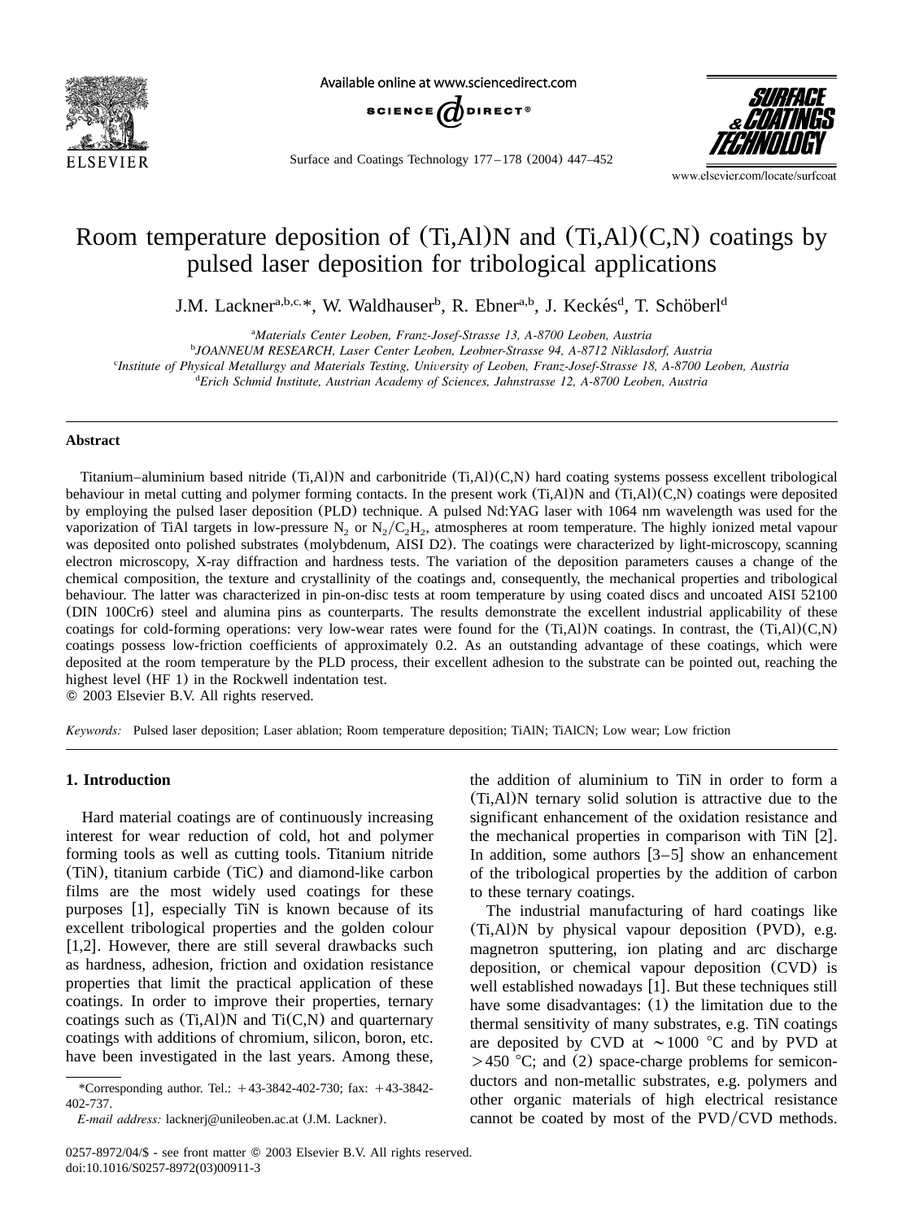# Room temperature deposition of (Ti,Al)N and (Ti,Al)(C,N) coatings by pulsed laser deposition for tribological applications

J.M. Lackner[a,b,c,*], W. Waldhauser[b], R. Ebner[a,b], J. Keckés[d], T. Schöberl[d]

[a] *Materials Center Leoben, Franz-Josef-Strasse 13, A-8700 Leoben, Austria*

[b] *JOANNEUM RESEARCH, Laser Center Leoben, Leobner-Strasse 94, A-8712 Niklasdorf, Austria*

[c] *Institute of Physical Metallurgy and Materials Testing, University of Leoben, Franz-Josef-Strasse 18, A-8700 Leoben, Austria*

[d] *Erich Schmid Institute, Austrian Academy of Sciences, Jahnstrasse 12, A-8700 Leoben, Austria*

## Abstract

Titanium–aluminium based nitride (Ti,Al)N and carbonitride (Ti,Al)(C,N) hard coating systems possess excellent tribological behaviour in metal cutting and polymer forming contacts. In the present work (Ti,Al)N and (Ti,Al)(C,N) coatings were deposited by employing the pulsed laser deposition (PLD) technique. A pulsed Nd:YAG laser with 1064 nm wavelength was used for the vaporization of TiAl targets in low-pressure $N_2$ or $N_2/C_2H_2$, atmospheres at room temperature. The highly ionized metal vapour was deposited onto polished substrates (molybdenum, AISI D2). The coatings were characterized by light-microscopy, scanning electron microscopy, X-ray diffraction and hardness tests. The variation of the deposition parameters causes a change of the chemical composition, the texture and crystallinity of the coatings and, consequently, the mechanical properties and tribological behaviour. The latter was characterized in pin-on-disc tests at room temperature by using coated discs and uncoated AISI 52100 (DIN 100Cr6) steel and alumina pins as counterparts. The results demonstrate the excellent industrial applicability of these coatings for cold-forming operations: very low-wear rates were found for the (Ti,Al)N coatings. In contrast, the (Ti,Al)(C,N) coatings possess low-friction coefficients of approximately 0.2. As an outstanding advantage of these coatings, which were deposited at the room temperature by the PLD process, their excellent adhesion to the substrate can be pointed out, reaching the highest level (HF 1) in the Rockwell indentation test.

© 2003 Elsevier B.V. All rights reserved.

*Keywords:* Pulsed laser deposition; Laser ablation; Room temperature deposition; TiAlN; TiAlCN; Low wear; Low friction

## 1. Introduction

Hard material coatings are of continuously increasing interest for wear reduction of cold, hot and polymer forming tools as well as cutting tools. Titanium nitride (TiN), titanium carbide (TiC) and diamond-like carbon films are the most widely used coatings for these purposes [1], especially TiN is known because of its excellent tribological properties and the golden colour [1,2]. However, there are still several drawbacks such as hardness, adhesion, friction and oxidation resistance properties that limit the practical application of these coatings. In order to improve their properties, ternary coatings such as (Ti,Al)N and Ti(C,N) and quarternary coatings with additions of chromium, silicon, boron, etc. have been investigated in the last years. Among these, the addition of aluminium to TiN in order to form a (Ti,Al)N ternary solid solution is attractive due to the significant enhancement of the oxidation resistance and the mechanical properties in comparison with TiN [2]. In addition, some authors [3–5] show an enhancement of the tribological properties by the addition of carbon to these ternary coatings.

The industrial manufacturing of hard coatings like (Ti,Al)N by physical vapour deposition (PVD), e.g. magnetron sputtering, ion plating and arc discharge deposition, or chemical vapour deposition (CVD) is well established nowadays [1]. But these techniques still have some disadvantages: (1) the limitation due to the thermal sensitivity of many substrates, e.g. TiN coatings are deposited by CVD at ~1000 °C and by PVD at >450 °C; and (2) space-charge problems for semiconductors and non-metallic substrates, e.g. polymers and other organic materials of high electrical resistance cannot be coated by most of the PVD/CVD methods.

*Corresponding author. Tel.: +43-3842-402-730; fax: +43-3842-402-737.

*E-mail address:* lacknerj@unileoben.ac.at (J.M. Lackner).

0257-8972/04/$ - see front matter © 2003 Elsevier B.V. All rights reserved.
doi:10.1016/S0257-8972(03)00911-3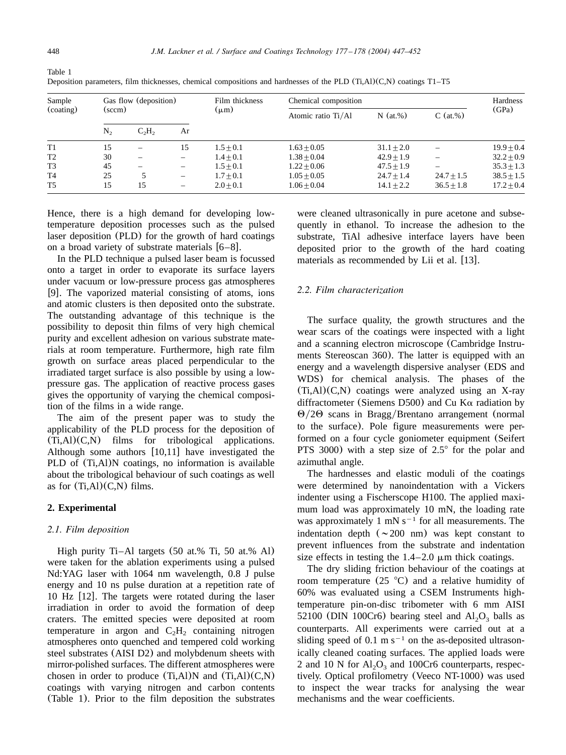Table 1
Deposition parameters, film thicknesses, chemical compositions and hardnesses of the PLD (Ti,Al)(C,N) coatings T1–T5

| Sample (coating) | Gas flow (deposition) (sccm) | | | Film thickness (μm) | Chemical composition | | | Hardness (GPa) |
|---|---|---|---|---|---|---|---|---|
| | $N_2$ | $C_2H_2$ | Ar | | Atomic ratio Ti/Al | N (at.%) | C (at.%) | |
| T1 | 15 | – | 15 | $1.5 \pm 0.1$ | $1.63 \pm 0.05$ | $31.1 \pm 2.0$ | – | $19.9 \pm 0.4$ |
| T2 | 30 | – | – | $1.4 \pm 0.1$ | $1.38 \pm 0.04$ | $42.9 \pm 1.9$ | – | $32.2 \pm 0.9$ |
| T3 | 45 | – | – | $1.5 \pm 0.1$ | $1.22 \pm 0.06$ | $47.5 \pm 1.9$ | – | $35.3 \pm 1.3$ |
| T4 | 25 | 5 | – | $1.7 \pm 0.1$ | $1.05 \pm 0.05$ | $24.7 \pm 1.4$ | $24.7 \pm 1.5$ | $38.5 \pm 1.5$ |
| T5 | 15 | 15 | – | $2.0 \pm 0.1$ | $1.06 \pm 0.04$ | $14.1 \pm 2.2$ | $36.5 \pm 1.8$ | $17.2 \pm 0.4$ |

Hence, there is a high demand for developing low-temperature deposition processes such as the pulsed laser deposition (PLD) for the growth of hard coatings on a broad variety of substrate materials [6–8].

In the PLD technique a pulsed laser beam is focussed onto a target in order to evaporate its surface layers under vacuum or low-pressure process gas atmospheres [9]. The vaporized material consisting of atoms, ions and atomic clusters is then deposited onto the substrate. The outstanding advantage of this technique is the possibility to deposit thin films of very high chemical purity and excellent adhesion on various substrate materials at room temperature. Furthermore, high rate film growth on surface areas placed perpendicular to the irradiated target surface is also possible by using a low-pressure gas. The application of reactive process gases gives the opportunity of varying the chemical composition of the films in a wide range.

The aim of the present paper was to study the applicability of the PLD process for the deposition of (Ti,Al)(C,N) films for tribological applications. Although some authors [10,11] have investigated the PLD of (Ti,Al)N coatings, no information is available about the tribological behaviour of such coatings as well as for (Ti,Al)(C,N) films.

## 2. Experimental

### 2.1. Film deposition

High purity Ti–Al targets (50 at.% Ti, 50 at.% Al) were taken for the ablation experiments using a pulsed Nd:YAG laser with 1064 nm wavelength, 0.8 J pulse energy and 10 ns pulse duration at a repetition rate of 10 Hz [12]. The targets were rotated during the laser irradiation in order to avoid the formation of deep craters. The emitted species were deposited at room temperature in argon and $C_2H_2$ containing nitrogen atmospheres onto quenched and tempered cold working steel substrates (AISI D2) and molybdenum sheets with mirror-polished surfaces. The different atmospheres were chosen in order to produce (Ti,Al)N and (Ti,Al)(C,N) coatings with varying nitrogen and carbon contents (Table 1). Prior to the film deposition the substrates were cleaned ultrasonically in pure acetone and subsequently in ethanol. To increase the adhesion to the substrate, TiAl adhesive interface layers have been deposited prior to the growth of the hard coating materials as recommended by Lii et al. [13].

### 2.2. Film characterization

The surface quality, the growth structures and the wear scars of the coatings were inspected with a light and a scanning electron microscope (Cambridge Instruments Stereoscan 360). The latter is equipped with an energy and a wavelength dispersive analyser (EDS and WDS) for chemical analysis. The phases of the (Ti,Al)(C,N) coatings were analyzed using an X-ray diffractometer (Siemens D500) and Cu Kα radiation by $\Theta/2\Theta$ scans in Bragg/Brentano arrangement (normal to the surface). Pole figure measurements were performed on a four cycle goniometer equipment (Seifert PTS 3000) with a step size of 2.5° for the polar and azimuthal angle.

The hardnesses and elastic moduli of the coatings were determined by nanoindentation with a Vickers indenter using a Fischerscope H100. The applied maximum load was approximately 10 mN, the loading rate was approximately 1 mN $s^{-1}$ for all measurements. The indentation depth (~200 nm) was kept constant to prevent influences from the substrate and indentation size effects in testing the 1.4–2.0 μm thick coatings.

The dry sliding friction behaviour of the coatings at room temperature (25 °C) and a relative humidity of 60% was evaluated using a CSEM Instruments high-temperature pin-on-disc tribometer with 6 mm AISI 52100 (DIN 100Cr6) bearing steel and $Al_2O_3$ balls as counterparts. All experiments were carried out at a sliding speed of 0.1 m $s^{-1}$ on the as-deposited ultrasonically cleaned coating surfaces. The applied loads were 2 and 10 N for $Al_2O_3$ and 100Cr6 counterparts, respectively. Optical profilometry (Veeco NT-1000) was used to inspect the wear tracks for analysing the wear mechanisms and the wear coefficients.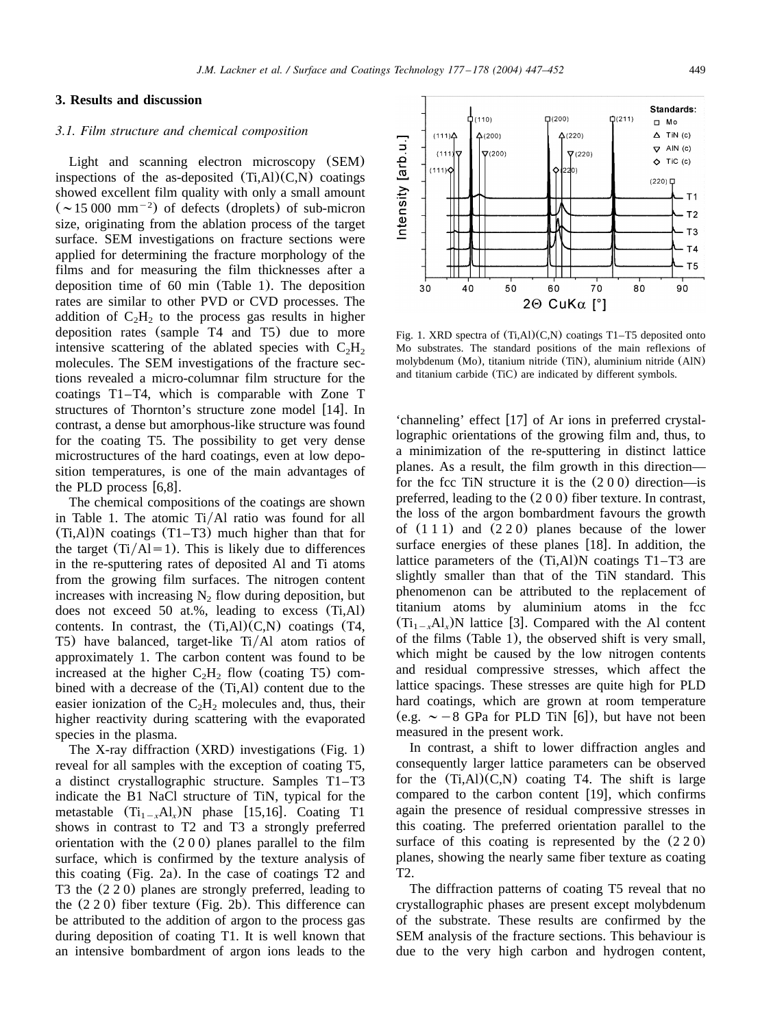## 3. Results and discussion

### 3.1. Film structure and chemical composition

Light and scanning electron microscopy (SEM) inspections of the as-deposited (Ti,Al)(C,N) coatings showed excellent film quality with only a small amount ($\sim$15 000 $mm^{-2}$) of defects (droplets) of sub-micron size, originating from the ablation process of the target surface. SEM investigations on fracture sections were applied for determining the fracture morphology of the films and for measuring the film thicknesses after a deposition time of 60 min (Table 1). The deposition rates are similar to other PVD or CVD processes. The addition of $C_2H_2$ to the process gas results in higher deposition rates (sample T4 and T5) due to more intensive scattering of the ablated species with $C_2H_2$ molecules. The SEM investigations of the fracture sections revealed a micro-columnar film structure for the coatings T1–T4, which is comparable with Zone T structures of Thornton's structure zone model [14]. In contrast, a dense but amorphous-like structure was found for the coating T5. The possibility to get very dense microstructures of the hard coatings, even at low deposition temperatures, is one of the main advantages of the PLD process [6,8].

The chemical compositions of the coatings are shown in Table 1. The atomic Ti/Al ratio was found for all (Ti,Al)N coatings (T1–T3) much higher than that for the target (Ti/Al=1). This is likely due to differences in the re-sputtering rates of deposited Al and Ti atoms from the growing film surfaces. The nitrogen content increases with increasing $N_2$ flow during deposition, but does not exceed 50 at.%, leading to excess (Ti,Al) contents. In contrast, the (Ti,Al)(C,N) coatings (T4, T5) have balanced, target-like Ti/Al atom ratios of approximately 1. The carbon content was found to be increased at the higher $C_2H_2$ flow (coating T5) combined with a decrease of the (Ti,Al) content due to the easier ionization of the $C_2H_2$ molecules and, thus, their higher reactivity during scattering with the evaporated species in the plasma.

The X-ray diffraction (XRD) investigations (Fig. 1) reveal for all samples with the exception of coating T5, a distinct crystallographic structure. Samples T1–T3 indicate the B1 NaCl structure of TiN, typical for the metastable $(Ti_{1-x}Al_x)N$ phase [15,16]. Coating T1 shows in contrast to T2 and T3 a strongly preferred orientation with the (2 0 0) planes parallel to the film surface, which is confirmed by the texture analysis of this coating (Fig. 2a). In the case of coatings T2 and T3 the (2 2 0) planes are strongly preferred, leading to the (2 2 0) fiber texture (Fig. 2b). This difference can be attributed to the addition of argon to the process gas during deposition of coating T1. It is well known that an intensive bombardment of argon ions leads to the 'channeling' effect [17] of Ar ions in preferred crystallographic orientations of the growing film and, thus, to a minimization of the re-sputtering in distinct lattice planes. As a result, the film growth in this direction—for the fcc TiN structure it is the (2 0 0) direction—is preferred, leading to the (2 0 0) fiber texture. In contrast, the loss of the argon bombardment favours the growth of (1 1 1) and (2 2 0) planes because of the lower surface energies of these planes [18]. In addition, the lattice parameters of the (Ti,Al)N coatings T1–T3 are slightly smaller than that of the TiN standard. This phenomenon can be attributed to the replacement of titanium atoms by aluminium atoms in the fcc $(Ti_{1-x}Al_x)N$ lattice [3]. Compared with the Al content of the films (Table 1), the observed shift is very small, which might be caused by the low nitrogen contents and residual compressive stresses, which affect the lattice spacings. These stresses are quite high for PLD hard coatings, which are grown at room temperature (e.g. $\sim -8$ GPa for PLD TiN [6]), but have not been measured in the present work.

Fig. 1. XRD spectra of (Ti,Al)(C,N) coatings T1–T5 deposited onto Mo substrates. The standard positions of the main reflexions of molybdenum (Mo), titanium nitride (TiN), aluminium nitride (AlN) and titanium carbide (TiC) are indicated by different symbols.

In contrast, a shift to lower diffraction angles and consequently larger lattice parameters can be observed for the (Ti,Al)(C,N) coating T4. The shift is large compared to the carbon content [19], which confirms again the presence of residual compressive stresses in this coating. The preferred orientation parallel to the surface of this coating is represented by the (2 2 0) planes, showing the nearly same fiber texture as coating T2.

The diffraction patterns of coating T5 reveal that no crystallographic phases are present except molybdenum of the substrate. These results are confirmed by the SEM analysis of the fracture sections. This behaviour is due to the very high carbon and hydrogen content,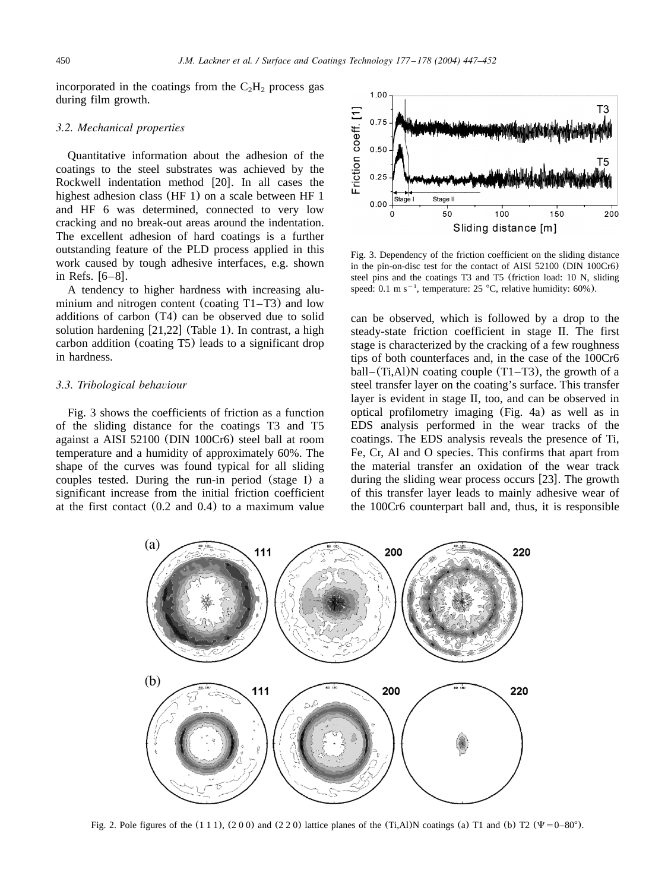incorporated in the coatings from the $C_2H_2$ process gas during film growth.

### 3.2. Mechanical properties

Quantitative information about the adhesion of the coatings to the steel substrates was achieved by the Rockwell indentation method [20]. In all cases the highest adhesion class (HF 1) on a scale between HF 1 and HF 6 was determined, connected to very low cracking and no break-out areas around the indentation. The excellent adhesion of hard coatings is a further outstanding feature of the PLD process applied in this work caused by tough adhesive interfaces, e.g. shown in Refs. [6–8].

A tendency to higher hardness with increasing aluminium and nitrogen content (coating T1–T3) and low additions of carbon (T4) can be observed due to solid solution hardening [21,22] (Table 1). In contrast, a high carbon addition (coating T5) leads to a significant drop in hardness.

### 3.3. Tribological behaviour

Fig. 3 shows the coefficients of friction as a function of the sliding distance for the coatings T3 and T5 against a AISI 52100 (DIN 100Cr6) steel ball at room temperature and a humidity of approximately 60%. The shape of the curves was found typical for all sliding couples tested. During the run-in period (stage I) a significant increase from the initial friction coefficient at the first contact (0.2 and 0.4) to a maximum value can be observed, which is followed by a drop to the steady-state friction coefficient in stage II. The first stage is characterized by the cracking of a few roughness tips of both counterfaces and, in the case of the 100Cr6 ball–(Ti,Al)N coating couple (T1–T3), the growth of a steel transfer layer on the coating's surface. This transfer layer is evident in stage II, too, and can be observed in optical profilometry imaging (Fig. 4a) as well as in EDS analysis performed in the wear tracks of the coatings. The EDS analysis reveals the presence of Ti, Fe, Cr, Al and O species. This confirms that apart from the material transfer an oxidation of the wear track during the sliding wear process occurs [23]. The growth of this transfer layer leads to mainly adhesive wear of the 100Cr6 counterpart ball and, thus, it is responsible

Fig. 3. Dependency of the friction coefficient on the sliding distance in the pin-on-disc test for the contact of AISI 52100 (DIN 100Cr6) steel pins and the coatings T3 and T5 (friction load: 10 N, sliding speed: 0.1 m s$^{-1}$, temperature: 25 °C, relative humidity: 60%).

Fig. 2. Pole figures of the (1 1 1), (2 0 0) and (2 2 0) lattice planes of the (Ti,Al)N coatings (a) T1 and (b) T2 ($\Psi = 0$–80°).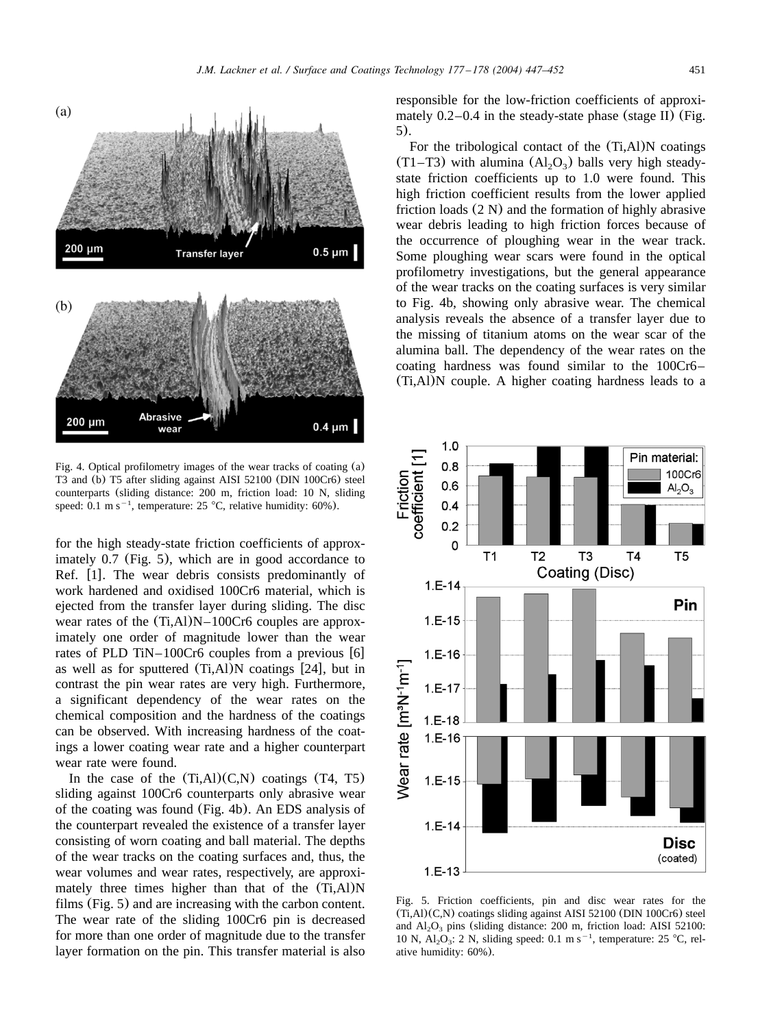Fig. 4. Optical profilometry images of the wear tracks of coating (a) T3 and (b) T5 after sliding against AISI 52100 (DIN 100Cr6) steel counterparts (sliding distance: 200 m, friction load: 10 N, sliding speed: 0.1 m $s^{-1}$, temperature: 25 °C, relative humidity: 60%).

for the high steady-state friction coefficients of approximately 0.7 (Fig. 5), which are in good accordance to Ref. [1]. The wear debris consists predominantly of work hardened and oxidised 100Cr6 material, which is ejected from the transfer layer during sliding. The disc wear rates of the (Ti,Al)N–100Cr6 couples are approximately one order of magnitude lower than the wear rates of PLD TiN–100Cr6 couples from a previous [6] as well as for sputtered (Ti,Al)N coatings [24], but in contrast the pin wear rates are very high. Furthermore, a significant dependency of the wear rates on the chemical composition and the hardness of the coatings can be observed. With increasing hardness of the coatings a lower coating wear rate and a higher counterpart wear rate were found.

In the case of the (Ti,Al)(C,N) coatings (T4, T5) sliding against 100Cr6 counterparts only abrasive wear of the coating was found (Fig. 4b). An EDS analysis of the counterpart revealed the existence of a transfer layer consisting of worn coating and ball material. The depths of the wear tracks on the coating surfaces and, thus, the wear volumes and wear rates, respectively, are approximately three times higher than that of the (Ti,Al)N films (Fig. 5) and are increasing with the carbon content. The wear rate of the sliding 100Cr6 pin is decreased for more than one order of magnitude due to the transfer layer formation on the pin. This transfer material is also responsible for the low-friction coefficients of approximately 0.2–0.4 in the steady-state phase (stage II) (Fig. 5).

For the tribological contact of the (Ti,Al)N coatings (T1–T3) with alumina ($Al_2O_3$) balls very high steady-state friction coefficients up to 1.0 were found. This high friction coefficient results from the lower applied friction loads (2 N) and the formation of highly abrasive wear debris leading to high friction forces because of the occurrence of ploughing wear in the wear track. Some ploughing wear scars were found in the optical profilometry investigations, but the general appearance of the wear tracks on the coating surfaces is very similar to Fig. 4b, showing only abrasive wear. The chemical analysis reveals the absence of a transfer layer due to the missing of titanium atoms on the wear scar of the alumina ball. The dependency of the wear rates on the coating hardness was found similar to the 100Cr6–(Ti,Al)N couple. A higher coating hardness leads to a

Fig. 5. Friction coefficients, pin and disc wear rates for the (Ti,Al)(C,N) coatings sliding against AISI 52100 (DIN 100Cr6) steel and $Al_2O_3$ pins (sliding distance: 200 m, friction load: AISI 52100: 10 N, $Al_2O_3$: 2 N, sliding speed: 0.1 m $s^{-1}$, temperature: 25 °C, relative humidity: 60%).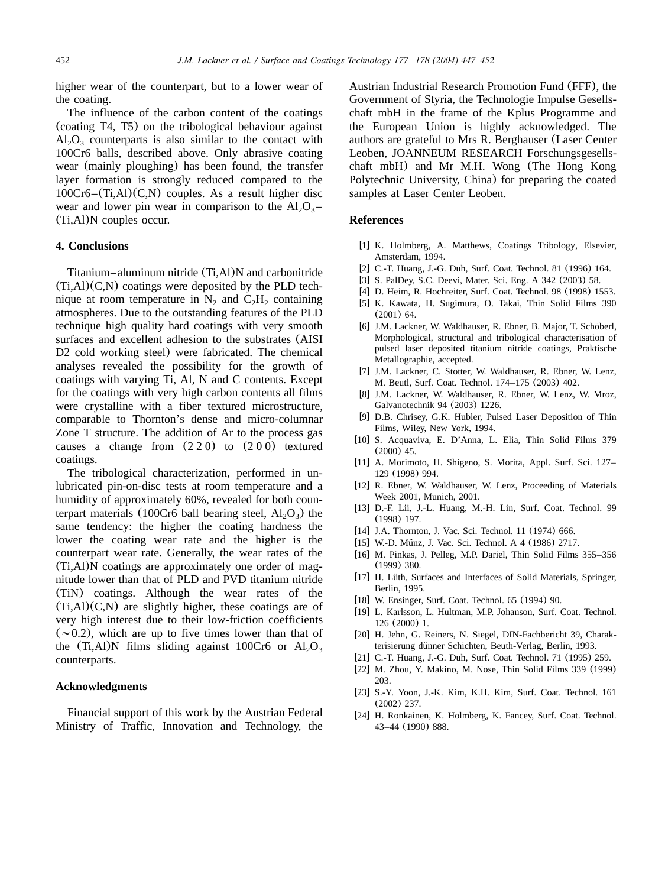higher wear of the counterpart, but to a lower wear of the coating.

The influence of the carbon content of the coatings (coating T4, T5) on the tribological behaviour against $Al_2O_3$ counterparts is also similar to the contact with 100Cr6 balls, described above. Only abrasive coating wear (mainly ploughing) has been found, the transfer layer formation is strongly reduced compared to the 100Cr6–(Ti,Al)(C,N) couples. As a result higher disc wear and lower pin wear in comparison to the $Al_2O_3$–(Ti,Al)N couples occur.

## 4. Conclusions

Titanium–aluminum nitride (Ti,Al)N and carbonitride (Ti,Al)(C,N) coatings were deposited by the PLD technique at room temperature in $N_2$ and $C_2H_2$ containing atmospheres. Due to the outstanding features of the PLD technique high quality hard coatings with very smooth surfaces and excellent adhesion to the substrates (AISI D2 cold working steel) were fabricated. The chemical analyses revealed the possibility for the growth of coatings with varying Ti, Al, N and C contents. Except for the coatings with very high carbon contents all films were crystalline with a fiber textured microstructure, comparable to Thornton's dense and micro-columnar Zone T structure. The addition of Ar to the process gas causes a change from (2 2 0) to (2 0 0) textured coatings.

The tribological characterization, performed in unlubricated pin-on-disc tests at room temperature and a humidity of approximately 60%, revealed for both counterpart materials (100Cr6 ball bearing steel, $Al_2O_3$) the same tendency: the higher the coating hardness the lower the coating wear rate and the higher is the counterpart wear rate. Generally, the wear rates of the (Ti,Al)N coatings are approximately one order of magnitude lower than that of PLD and PVD titanium nitride (TiN) coatings. Although the wear rates of the (Ti,Al)(C,N) are slightly higher, these coatings are of very high interest due to their low-friction coefficients ($\sim$0.2), which are up to five times lower than that of the (Ti,Al)N films sliding against 100Cr6 or $Al_2O_3$ counterparts.

## Acknowledgments

Financial support of this work by the Austrian Federal Ministry of Traffic, Innovation and Technology, the Austrian Industrial Research Promotion Fund (FFF), the Government of Styria, the Technologie Impulse Gesellschaft mbH in the frame of the Kplus Programme and the European Union is highly acknowledged. The authors are grateful to Mrs R. Berghauser (Laser Center Leoben, JOANNEUM RESEARCH Forschungsgesellschaft mbH) and Mr M.H. Wong (The Hong Kong Polytechnic University, China) for preparing the coated samples at Laser Center Leoben.

## References

[1] K. Holmberg, A. Matthews, Coatings Tribology, Elsevier, Amsterdam, 1994.
[2] C.-T. Huang, J.-G. Duh, Surf. Coat. Technol. 81 (1996) 164.
[3] S. PalDey, S.C. Deevi, Mater. Sci. Eng. A 342 (2003) 58.
[4] D. Heim, R. Hochreiter, Surf. Coat. Technol. 98 (1998) 1553.
[5] K. Kawata, H. Sugimura, O. Takai, Thin Solid Films 390 (2001) 64.
[6] J.M. Lackner, W. Waldhauser, R. Ebner, B. Major, T. Schöberl, Morphological, structural and tribological characterisation of pulsed laser deposited titanium nitride coatings, Praktische Metallographie, accepted.
[7] J.M. Lackner, C. Stotter, W. Waldhauser, R. Ebner, W. Lenz, M. Beutl, Surf. Coat. Technol. 174–175 (2003) 402.
[8] J.M. Lackner, W. Waldhauser, R. Ebner, W. Lenz, W. Mroz, Galvanotechnik 94 (2003) 1226.
[9] D.B. Chrisey, G.K. Hubler, Pulsed Laser Deposition of Thin Films, Wiley, New York, 1994.
[10] S. Acquaviva, E. D'Anna, L. Elia, Thin Solid Films 379 (2000) 45.
[11] A. Morimoto, H. Shigeno, S. Morita, Appl. Surf. Sci. 127–129 (1998) 994.
[12] R. Ebner, W. Waldhauser, W. Lenz, Proceeding of Materials Week 2001, Munich, 2001.
[13] D.-F. Lii, J.-L. Huang, M.-H. Lin, Surf. Coat. Technol. 99 (1998) 197.
[14] J.A. Thornton, J. Vac. Sci. Technol. 11 (1974) 666.
[15] W.-D. Münz, J. Vac. Sci. Technol. A 4 (1986) 2717.
[16] M. Pinkas, J. Pelleg, M.P. Dariel, Thin Solid Films 355–356 (1999) 380.
[17] H. Lüth, Surfaces and Interfaces of Solid Materials, Springer, Berlin, 1995.
[18] W. Ensinger, Surf. Coat. Technol. 65 (1994) 90.
[19] L. Karlsson, L. Hultman, M.P. Johanson, Surf. Coat. Technol. 126 (2000) 1.
[20] H. Jehn, G. Reiners, N. Siegel, DIN-Fachbericht 39, Charakterisierung dünner Schichten, Beuth-Verlag, Berlin, 1993.
[21] C.-T. Huang, J.-G. Duh, Surf. Coat. Technol. 71 (1995) 259.
[22] M. Zhou, Y. Makino, M. Nose, Thin Solid Films 339 (1999) 203.
[23] S.-Y. Yoon, J.-K. Kim, K.H. Kim, Surf. Coat. Technol. 161 (2002) 237.
[24] H. Ronkainen, K. Holmberg, K. Fancey, Surf. Coat. Technol. 43–44 (1990) 888.